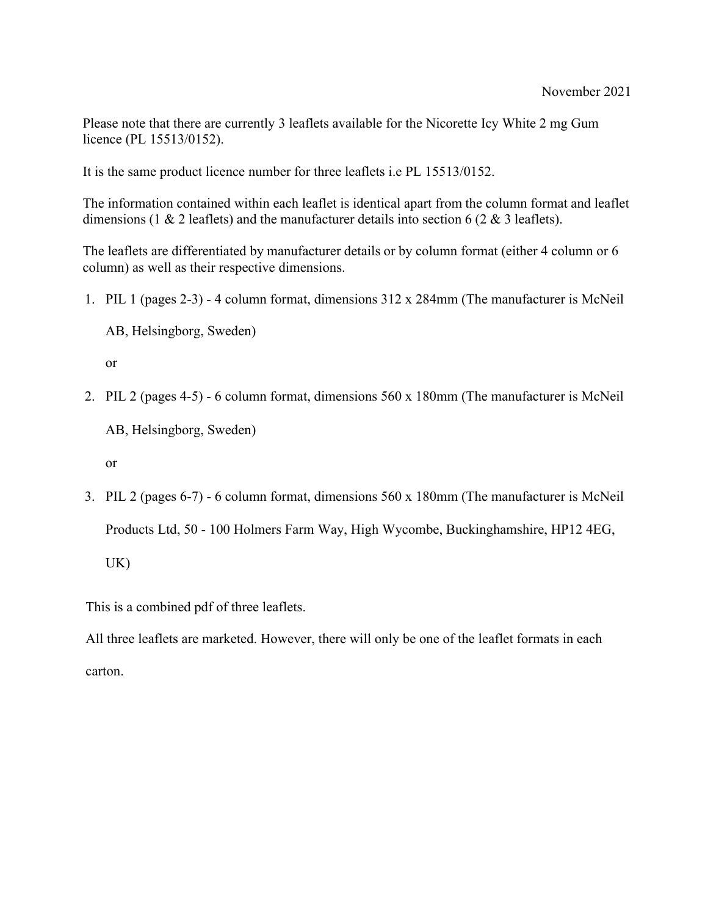November 2021

Please note that there are currently 3 leaflets available for the Nicorette Icy White 2 mg Gum licence (PL 15513/0152).

It is the same product licence number for three leaflets i.e PL 15513/0152.

The information contained within each leaflet is identical apart from the column format and leaflet dimensions (1 & 2 leaflets) and the manufacturer details into section 6 (2 & 3 leaflets).

The leaflets are differentiated by manufacturer details or by column format (either 4 column or 6 column) as well as their respective dimensions.

1. PIL 1 (pages 2-3) - 4 column format, dimensions 312 x 284mm (The manufacturer is McNeil AB, Helsingborg, Sweden)

   or

2. PIL 2 (pages 4-5) - 6 column format, dimensions 560 x 180mm (The manufacturer is McNeil AB, Helsingborg, Sweden)

   or

3. PIL 2 (pages 6-7) - 6 column format, dimensions 560 x 180mm (The manufacturer is McNeil Products Ltd, 50 - 100 Holmers Farm Way, High Wycombe, Buckinghamshire, HP12 4EG, UK)

This is a combined pdf of three leaflets.

All three leaflets are marketed. However, there will only be one of the leaflet formats in each carton.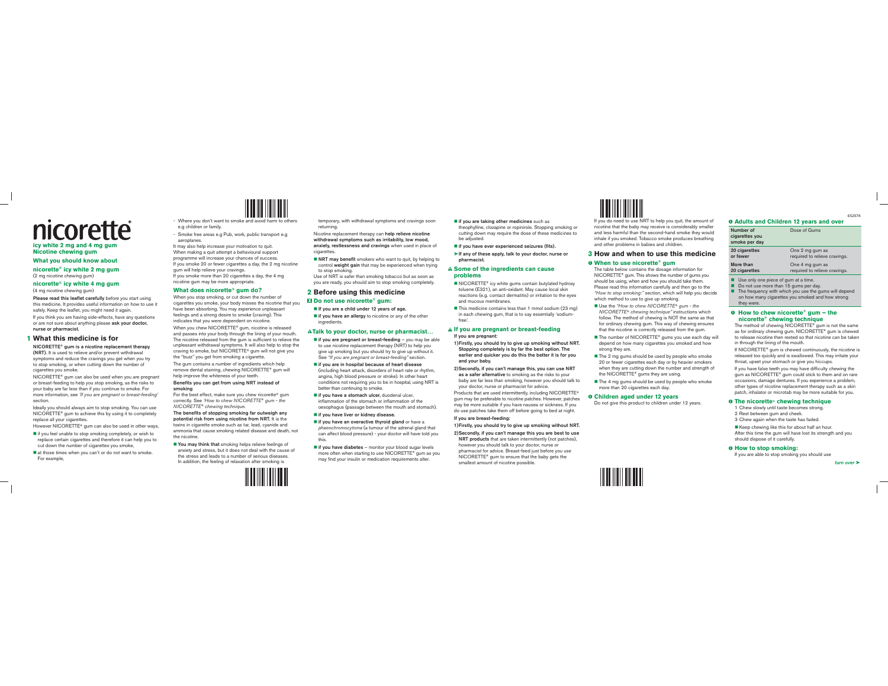# nicorette®

**icy white 2 mg and 4 mg gum**
**Nicotine chewing gum**

**What you should know about**

**nicorette® icy white 2 mg gum**
(2 mg nicotine chewing gum)

**nicorette® icy white 4 mg gum**
(4 mg nicotine chewing gum)

**Please read this leaflet carefully** before you start using this medicine. It provides useful information on how to use it safely. Keep the leaflet, you might need it again.

If you think you are having side-effects, have any questions or are not sure about anything please **ask your doctor, nurse or pharmacist.**

## 1 What this medicine is for

**NICORETTE® gum is a nicotine replacement therapy (NRT).** It is used to relieve and/or prevent withdrawal symptoms and reduce the cravings you get when you try to stop smoking, or when cutting down the number of cigarettes you smoke.

NICORETTE® gum can also be used when you are pregnant or breast-feeding to help you stop smoking, as the risks to your baby are far less than if you continue to smoke. For more information, see *'If you are pregnant or breast-feeding'* section.

Ideally you should always aim to stop smoking. You can use NICORETTE® gum to achieve this by using it to completely replace all your cigarettes.

However NICORETTE® gum can also be used in other ways,

- if you feel unable to stop smoking completely, or wish to replace certain cigarettes and therefore it can help you to cut down the number of cigarettes you smoke,
- at those times when you can't or do not want to smoke. For example,

- Where you don't want to smoke and avoid harm to others e.g children or family.
- Smoke free areas e.g Pub, work, public transport e.g aeroplanes.

It may also help increase your motivation to quit.

When making a quit attempt a behavioural support programme will increase your chances of success.

If you smoke 20 or fewer cigarettes a day, the 2 mg nicotine gum will help relieve your cravings.

If you smoke more than 20 cigarettes a day, the 4 mg nicotine gum may be more appropriate.

### What does nicorette® gum do?

When you stop smoking, or cut down the number of cigarettes you smoke, your body misses the nicotine that you have been absorbing. You may experience unpleasant feelings and a strong desire to smoke (craving). This indicates that you were dependent on nicotine.

When you chew NICORETTE® gum, nicotine is released and passes into your body through the lining of your mouth. The nicotine released from the gum is sufficient to relieve the unpleasant withdrawal symptoms. It will also help to stop the craving to smoke, but NICORETTE® gum will not give you the "buzz" you get from smoking a cigarette.

The gum contains a number of ingredients which help remove dental staining, chewing NICORETTE® gum will help improve the whiteness of your teeth.

**Benefits you can get from using NRT instead of smoking**

For the best effect, make sure you chew nicorette® gum correctly. See *'How to chew NICORETTE® gum - the NICORETTE® chewing technique.*

**The benefits of stopping smoking far outweigh any potential risk from using nicotine from NRT.** It is the toxins in cigarette smoke such as tar, lead, cyanide and ammonia that cause smoking related disease and death, not the nicotine.

- **You may think that** smoking helps relieve feelings of anxiety and stress, but it does not deal with the cause of the stress and leads to a number of serious diseases. In addition, the feeling of relaxation after smoking is temporary, with withdrawal symptoms and cravings soon returning.

Nicotine replacement therapy can **help relieve nicotine withdrawal symptoms such as irritability, low mood, anxiety, restlessness and cravings** when used in place of cigarettes.

- **NRT may benefit** smokers who want to quit, by helping to control **weight gain** that may be experienced when trying to stop smoking.

Use of NRT is safer than smoking tobacco but as soon as you are ready, you should aim to stop smoking completely.

## 2 Before using this medicine

### ✖ Do not use nicorette® gum:

- **If you are a child under 12 years of age.**
- **If you have an allergy** to nicotine or any of the other ingredients.

### ⚠ Talk to your doctor, nurse or pharmacist…

- **if you are pregnant or breast-feeding** – you may be able to use nicotine replacement therapy (NRT) to help you give up smoking but you should try to give up without it. See *"If you are pregnant or breast-feeding"* section.
- **if you are in hospital because of heart disease** (including heart attack, disorders of heart rate or rhythm, angina, high blood pressure or stroke). In other heart conditions not requiring you to be in hospital, using NRT is better than continuing to smoke.
- **if you have a stomach ulcer,** duodenal ulcer, inflammation of the stomach or inflammation of the oesophagus (passage between the mouth and stomach).
- **if you have liver or kidney disease.**
- **if you have an overactive thyroid gland** or have a *phaeochromocytoma* (a tumour of the adrenal gland that can affect blood pressure) - your doctor will have told you this.
- **if you have diabetes** – monitor your blood sugar levels more often when starting to use NICORETTE® gum as you may find your insulin or medication requirements alter.
- **if you are taking other medicines** such as theophylline, clozapine or ropinirole. Stopping smoking or cutting down may require the dose of these medicines to be adjusted.
- **if you have ever experienced seizures (fits).**

➤ **If any of these apply, talk to your doctor, nurse or pharmacist.**

### ⚠ Some of the ingredients can cause problems

- NICORETTE® icy white gums contain butylated hydroxy toluene (E321), an anti-oxidant. May cause local skin reactions (e.g. contact dermatitis) or irritation to the eyes and mucous membranes.
- This medicine contains less than 1 mmol sodium (23 mg) in each chewing gum, that is to say essentially 'sodium-free'.

### ⚠ If you are pregnant or breast-feeding

**If you are pregnant:**

1) **Firstly, you should try to give up smoking without NRT. Stopping completely is by far the best option. The earlier and quicker you do this the better it is for you and your baby.**

2) **Secondly, if you can't manage this, you can use NRT as a safer alternative** to smoking as the risks to your baby are far less than smoking, however you should talk to your doctor, nurse or pharmacist for advice.

Products that are used intermittently, including NICORETTE® gum may be preferable to nicotine patches. However, patches may be more suitable if you have nausea or sickness. If you do use patches take them off before going to bed at night.

**If you are breast-feeding:**

1) **Firstly, you should try to give up smoking without NRT.**

2) **Secondly, if you can't manage this you are best to use NRT products** that are taken intermittently (not patches), however you should talk to your doctor, nurse or pharmacist for advice. Breast-feed just before you use NICORETTE® gum to ensure that the baby gets the smallest amount of nicotine possible.

If you do need to use NRT to help you quit, the amount of nicotine that the baby may receive is considerably smaller and less harmful than the second-hand smoke they would inhale if you smoked. Tobacco smoke produces breathing and other problems in babies and children.

## 3 How and when to use this medicine

### ❶ When to use nicorette® gum

The table below contains the dosage information for NICORETTE® gum. This shows the number of gums you should be using, when and how you should take them. Please read this information carefully and then go to the *"How to stop smoking:"* section, which will help you decide which method to use to give up smoking.

- Use the *"How to chew NICORETTE® gum - the NICORETTE® chewing technique"* instructions which follow. The method of chewing is NOT the same as that for ordinary chewing gum. This way of chewing ensures that the nicotine is correctly released from the gum.
- The number of NICORETTE® gums you use each day will depend on how many cigarettes you smoked and how strong they are.
- The 2 mg gums should be used by people who smoke 20 or fewer cigarettes each day or by heavier smokers when they are cutting down the number and strength of the NICORETTE® gums they are using.
- The 4 mg gums should be used by people who smoke more than 20 cigarettes each day.

### ❶ Children aged under 12 years

Do not give this product to children under 12 years.

### ❶ Adults and Children 12 years and over

| Number of cigarettes you smoke per day | Dose of Gums |
|---|---|
| 20 cigarettes or fewer | One 2 mg gum as required to relieve cravings. |
| More than 20 cigarettes | One 4 mg gum as required to relieve cravings. |

- Use only one piece of gum at a time.
- Do not use more than 15 gums per day.
- The frequency with which you use the gums will depend on how many cigarettes you smoked and how strong they were.

### ❶ How to chew nicorette® gum – the nicorette® chewing technique

The method of chewing NICORETTE® gum is not the same as for ordinary chewing gum. NICORETTE® gum is chewed to release nicotine then rested so that nicotine can be taken in through the lining of the mouth.

If NICORETTE® gum is chewed continuously, the nicotine is released too quickly and is swallowed. This may irritate your throat, upset your stomach or give you hiccups.

If you have false teeth you may have difficulty chewing the gum as NICORETTE® gum could stick to them and on rare occasions, damage dentures. If you experience a problem, other types of nicotine replacement therapy such as a skin patch, inhalator or microtab may be more suitable for you.

### ❶ The nicorette® chewing technique

1 Chew slowly until taste becomes strong.
2 Rest between gum and cheek.
3 Chew again when the taste has faded.

- Keep chewing like this for about half an hour.

After this time the gum will have lost its strength and you should dispose of it carefully.

### ❶ How to stop smoking:

If you are able to stop smoking you should use

*turn over* ➤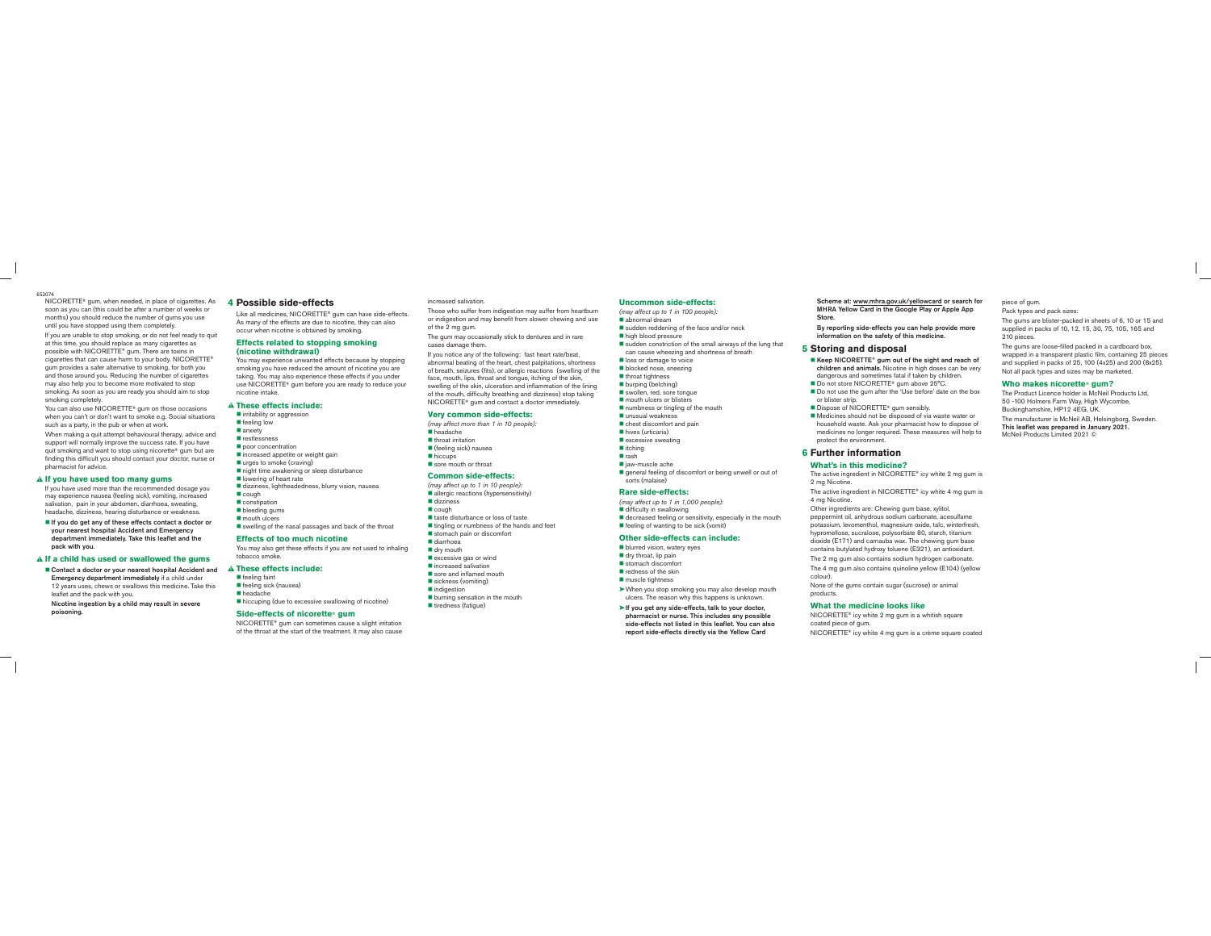NICORETTE® gum, when needed, in place of cigarettes. As soon as you can (this could be after a number of weeks or months) you should reduce the number of gums you use until you have stopped using them completely.

If you are unable to stop smoking, or do not feel ready to quit at this time, you should replace as many cigarettes as possible with NICORETTE® gum. There are toxins in cigarettes that can cause harm to your body. NICORETTE® gum provides a safer alternative to smoking, for both you and those around you. Reducing the number of cigarettes may also help you to become more motivated to stop smoking. As soon as you are ready you should aim to stop smoking completely.

You can also use NICORETTE® gum on those occasions when you can't or don't want to smoke e.g. Social situations such as a party, in the pub or when at work.

When making a quit attempt behavioural therapy, advice and support will normally improve the success rate. If you have quit smoking and want to stop using nicorette® gum but are finding this difficult you should contact your doctor, nurse or pharmacist for advice.

### ⚠ If you have used too many gums

If you have used more than the recommended dosage you may experience nausea (feeling sick), vomiting, increased salivation, pain in your abdomen, diarrhoea, sweating, headache, dizziness, hearing disturbance or weakness.

- **If you do get any of these effects contact a doctor or your nearest hospital Accident and Emergency department immediately. Take this leaflet and the pack with you.**

### ⚠ If a child has used or swallowed the gums

- **Contact a doctor or your nearest hospital Accident and Emergency department immediately** if a child under 12 years uses, chews or swallows this medicine. Take this leaflet and the pack with you.

**Nicotine ingestion by a child may result in severe poisoning.**

## 4 Possible side-effects

Like all medicines, NICORETTE® gum can have side-effects. As many of the effects are due to nicotine, they can also occur when nicotine is obtained by smoking.

### Effects related to stopping smoking (nicotine withdrawal)

You may experience unwanted effects because by stopping smoking you have reduced the amount of nicotine you are taking. You may also experience these effects if you under use NICORETTE® gum before you are ready to reduce your nicotine intake.

### ⚠ These effects include:

- irritability or aggression
- feeling low
- anxiety
- restlessness
- poor concentration
- increased appetite or weight gain
- urges to smoke (craving)
- night time awakening or sleep disturbance
- lowering of heart rate
- dizziness, lightheadedness, blurry vision, nausea
- cough
- constipation
- bleeding gums
- mouth ulcers
- swelling of the nasal passages and back of the throat

### Effects of too much nicotine

You may also get these effects if you are not used to inhaling tobacco smoke.

### ⚠ These effects include:

- feeling faint
- feeling sick (nausea)
- headache
- hiccuping (due to excessive swallowing of nicotine)

### Side-effects of nicorette® gum

NICORETTE® gum can sometimes cause a slight irritation of the throat at the start of the treatment. It may also cause increased salivation.

Those who suffer from indigestion may suffer from heartburn or indigestion and may benefit from slower chewing and use of the 2 mg gum.

The gum may occasionally stick to dentures and in rare cases damage them.

If you notice any of the following: fast heart rate/beat, abnormal beating of the heart, chest palpitations, shortness of breath, seizures (fits), or allergic reactions (swelling of the face, mouth, lips, throat and tongue, itching of the skin, swelling of the skin, ulceration and inflammation of the lining of the mouth, difficulty breathing and dizziness) stop taking NICORETTE® gum and contact a doctor immediately.

### Very common side-effects:

*(may affect more than 1 in 10 people):*

- headache
- throat irritation
- (feeling sick) nausea
- hiccups
- sore mouth or throat

### Common side-effects:

*(may affect up to 1 in 10 people):*

- allergic reactions (hypersensitivity)
- dizziness
- cough
- taste disturbance or loss of taste
- tingling or numbness of the hands and feet
- stomach pain or discomfort
- diarrhoea
- dry mouth
- excessive gas or wind
- increased salivation
- sore and inflamed mouth
- sickness (vomiting)
- indigestion
- burning sensation in the mouth
- tiredness (fatigue)

### Uncommon side-effects:

*(may affect up to 1 in 100 people):*

- abnormal dream
- sudden reddening of the face and/or neck
- high blood pressure
- sudden constriction of the small airways of the lung that can cause wheezing and shortness of breath
- loss or damage to voice
- blocked nose, sneezing
- throat tightness
- burping (belching)
- swollen, red, sore tongue
- mouth ulcers or blisters
- numbness or tingling of the mouth
- unusual weakness
- chest discomfort and pain
- hives (urticaria)
- excessive sweating
- itching
- rash
- jaw-muscle ache
- general feeling of discomfort or being unwell or out of sorts (malaise)

### Rare side-effects:

*(may affect up to 1 in 1,000 people):*

- difficulty in swallowing
- decreased feeling or sensitivity, especially in the mouth
- feeling of wanting to be sick (vomit)

### Other side-effects can include:

- blurred vision, watery eyes
- dry throat, lip pain
- stomach discomfort
- redness of the skin
- muscle tightness

➤ When you stop smoking you may also develop mouth ulcers. The reason why this happens is unknown.

➤ **If you get any side-effects, talk to your doctor, pharmacist or nurse. This includes any possible side-effects not listed in this leaflet. You can also report side-effects directly via the Yellow Card Scheme at: www.mhra.gov.uk/yellowcard or search for MHRA Yellow Card in the Google Play or Apple App Store.**

**By reporting side-effects you can help provide more information on the safety of this medicine.**

## 5 Storing and disposal

- **Keep NICORETTE® gum out of the sight and reach of children and animals.** Nicotine in high doses can be very dangerous and sometimes fatal if taken by children.
- Do not store NICORETTE® gum above 25°C.
- Do not use the gum after the 'Use before' date on the box or blister strip.
- Dispose of NICORETTE® gum sensibly.
- Medicines should not be disposed of via waste water or household waste. Ask your pharmacist how to dispose of medicines no longer required. These measures will help to protect the environment.

## 6 Further information

### What's in this medicine?

The active ingredient in NICORETTE® icy white 2 mg gum is 2 mg Nicotine.

The active ingredient in NICORETTE® icy white 4 mg gum is 4 mg Nicotine.

Other ingredients are: Chewing gum base, xylitol, peppermint oil, anhydrous sodium carbonate, acesulfame potassium, levomenthol, magnesium oxide, talc, winterfresh, hypromellose, sucralose, polysorbate 80, starch, titanium dioxide (E171) and carnauba wax. The chewing gum base contains butylated hydroxy toluene (E321), an antioxidant.

The 2 mg gum also contains sodium hydrogen carbonate.

The 4 mg gum also contains quinoline yellow (E104) (yellow colour).

None of the gums contain sugar (sucrose) or animal products.

### What the medicine looks like

NICORETTE® icy white 2 mg gum is a whitish square coated piece of gum.

NICORETTE® icy white 4 mg gum is a crème square coated piece of gum.

Pack types and pack sizes:

The gums are blister-packed in sheets of 6, 10 or 15 and supplied in packs of 10, 12, 15, 30, 75, 105, 165 and 210 pieces.

The gums are loose-filled packed in a cardboard box, wrapped in a transparent plastic film, containing 25 pieces and supplied in packs of 25, 100 (4x25) and 200 (8x25). Not all pack types and sizes may be marketed.

### Who makes nicorette® gum?

The Product Licence holder is McNeil Products Ltd, 50 -100 Holmers Farm Way, High Wycombe, Buckinghamshire, HP12 4EG, UK.

The manufacturer is McNeil AB, Helsingborg, Sweden.

**This leaflet was prepared in January 2021.**

McNeil Products Limited 2021 ©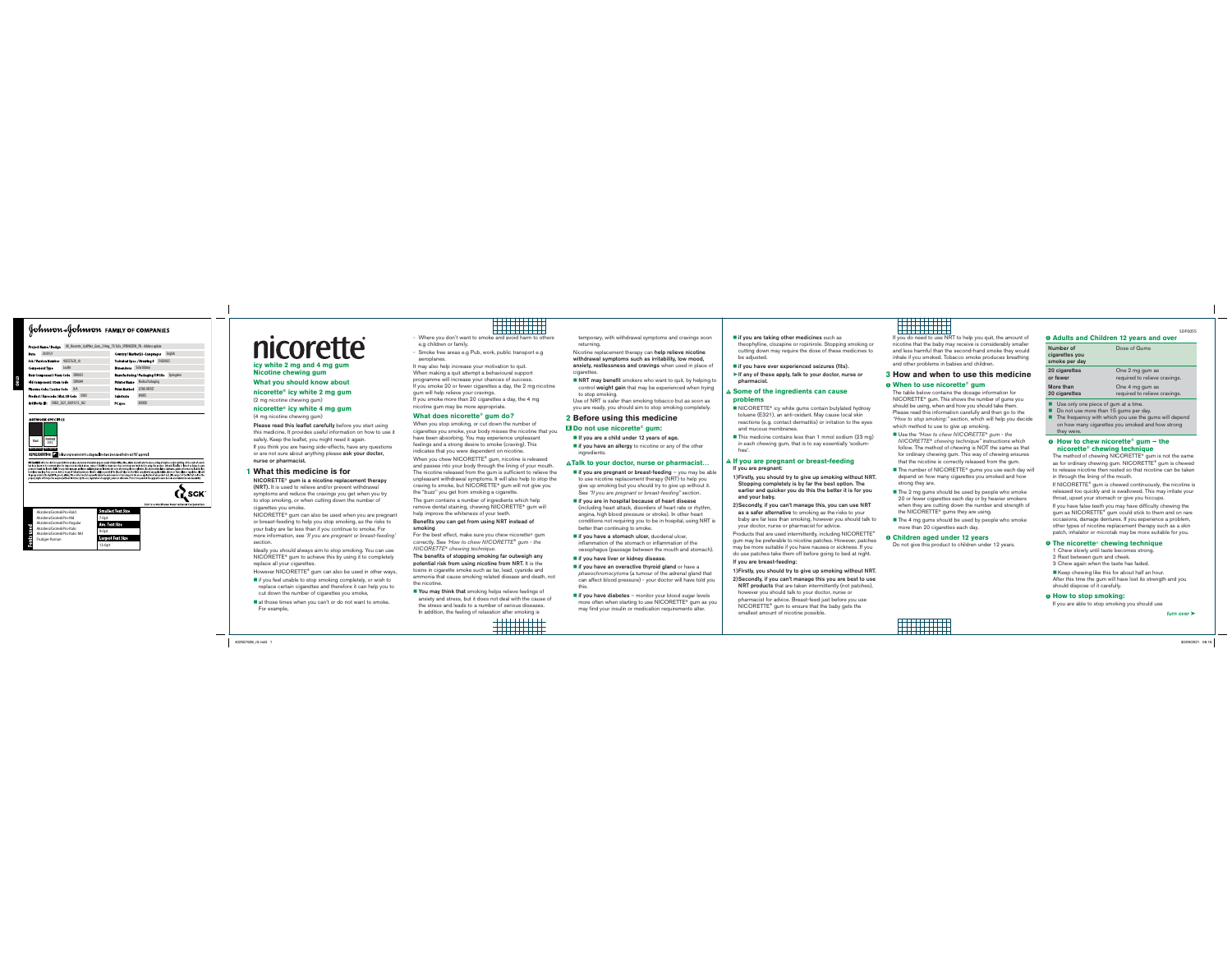# nicorette®

**icy white 2 mg and 4 mg gum**
**Nicotine chewing gum**

**What you should know about**

**nicorette® icy white 2 mg gum**
(2 mg nicotine chewing gum)

**nicorette® icy white 4 mg gum**
(4 mg nicotine chewing gum)

**Please read this leaflet carefully** before you start using this medicine. It provides useful information on how to use it safely. Keep the leaflet, you might need it again.
If you think you are having side-effects, have any questions or are not sure about anything please **ask your doctor, nurse or pharmacist.**

## 1 What this medicine is for

**NICORETTE® gum is a nicotine replacement therapy (NRT).** It is used to relieve and/or prevent withdrawal symptoms and reduce the cravings you get when you try to stop smoking, or when cutting down the number of cigarettes you smoke.

NICORETTE® gum can also be used when you are pregnant or breast-feeding to help you stop smoking, as the risks to your baby are far less than if you continue to smoke. For more information, see *'If you are pregnant or breast-feeding'* section.

Ideally you should always aim to stop smoking. You can use NICORETTE® gum to achieve this by using it to completely replace all your cigarettes.

However NICORETTE® gum can also be used in other ways,

- if you feel unable to stop smoking completely, or wish to replace certain cigarettes and therefore it can help you to cut down the number of cigarettes you smoke,
- at those times when you can't or do not want to smoke. For example,
  - Where you don't want to smoke and avoid harm to others e.g children or family.
  - Smoke free areas e.g Pub, work, public transport e.g aeroplanes.

It may also help increase your motivation to quit.
When making a quit attempt a behavioural support programme will increase your chances of success.
If you smoke 20 or fewer cigarettes a day, the 2 mg nicotine gum will help relieve your cravings.
If you smoke more than 20 cigarettes a day, the 4 mg nicotine gum may be more appropriate.

### What does nicorette® gum do?

When you stop smoking, or cut down the number of cigarettes you smoke, your body misses the nicotine that you have been absorbing. You may experience unpleasant feelings and a strong desire to smoke (craving). This indicates that you were dependent on nicotine.

When you chew NICORETTE® gum, nicotine is released and passes into your body through the lining of your mouth. The nicotine released from the gum is sufficient to relieve the unpleasant withdrawal symptoms. It will also help to stop the craving to smoke, but NICORETTE® gum will not give you the "buzz" you get from smoking a cigarette.

The gum contains a number of ingredients which help remove dental staining, chewing NICORETTE® gum will help improve the whiteness of your teeth.

**Benefits you can get from using NRT instead of smoking**

For the best effect, make sure you chew nicorette® gum correctly. See *'How to chew NICORETTE® gum - the NICORETTE® chewing technique.*

**The benefits of stopping smoking far outweigh any potential risk from using nicotine from NRT.** It is the toxins in cigarette smoke such as tar, lead, cyanide and ammonia that cause smoking related diseases and death, not the nicotine.

- **You may think that** smoking helps relieve feelings of anxiety and stress, but it does not deal with the cause of the stress and leads to a number of serious diseases. In addition, the feeling of relaxation after smoking is temporary, with withdrawal symptoms and cravings soon returning.

Nicotine replacement therapy can **help relieve nicotine withdrawal symptoms such as irritability, low mood, anxiety, restlessness and cravings** when used in place of cigarettes.

- **NRT may benefit** smokers who want to quit, by helping to control **weight gain** that may be experienced when trying to stop smoking.

Use of NRT is safer than smoking tobacco but as soon as you are ready, you should aim to stop smoking completely.

## 2 Before using this medicine

### Do not use nicorette® gum:

- **If you are a child under 12 years of age.**
- **If you have an allergy** to nicotine or any of the other ingredients.

### ⚠ Talk to your doctor, nurse or pharmacist...

- **If you are pregnant or breast-feeding** – you may be able to use nicotine replacement therapy (NRT) to help you give up smoking but you should try to give up without it. See *"If you are pregnant or breast-feeding"* section.
- **If you are in hospital because of heart disease** (including heart attack, disorders of heart rate or rhythm, angina, high blood pressure or stroke). In other heart conditions not requiring you to be in hospital, using NRT is better than continuing to smoke.
- **If you have a stomach ulcer,** duodenal ulcer, inflammation of the stomach or inflammation of the oesophagus (passage between the mouth and stomach).
- **If you have liver or kidney disease.**
- **If you have an overactive thyroid gland** or have a *phaeochromocytoma* (a tumour of the adrenal gland that can affect blood pressure) - your doctor will have told you this.
- **If you have diabetes** – monitor your blood sugar levels more often when starting to use NICORETTE® gum as you may find your insulin or medication requirements alter.
- **If you are taking other medicines** such as theophylline, clozapine or ropinirole. Stopping smoking or cutting down may require the dose of these medicines to be adjusted.
- **If you have ever experienced seizures (fits).**

➤ **If any of these apply, talk to your doctor, nurse or pharmacist.**

### ⚠ Some of the ingredients can cause problems

- NICORETTE® icy white gums contain butylated hydroxy toluene (E321), an anti-oxidant. May cause local skin reactions (e.g. contact dermatitis) or irritation to the eyes and mucous membranes.
- This medicine contains less than 1 mmol sodium (23 mg) in each chewing gum, that is to say essentially 'sodium-free'.

### ⚠ If you are pregnant or breast-feeding

**If you are pregnant:**

**1)Firstly, you should try to give up smoking without NRT. Stopping completely is by far the best option. The earlier and quicker you do this the better it is for you and your baby.**

**2)Secondly, if you can't manage this, you can use NRT as a safer alternative** to smoking as the risks to your baby are far less than smoking, however you should talk to your doctor, nurse or pharmacist for advice.

Products that are used intermittently, including NICORETTE® gum may be preferable to nicotine patches. However, patches may be more suitable if you have nausea or sickness. If you do use patches take them off before going to bed at night.

**If you are breast-feeding:**

**1)Firstly, you should try to give up smoking without NRT.**

**2)Secondly, if you can't manage this you are best to use NRT products** that are taken intermittently (not patches), however you should talk to your doctor, nurse or pharmacist for advice. Breast-feed just before you use NICORETTE® gum to ensure that the baby gets the smallest amount of nicotine possible.

If you do need to use NRT to help you quit, the amount of nicotine that the baby may receive is considerably smaller and less harmful than the second-hand smoke they would inhale if you smoked. Tobacco smoke produces breathing and other problems in babies and children.

## 3 How and when to use this medicine

### When to use nicorette® gum

The table below contains the dosage information for NICORETTE® gum. This shows the number of gums you should be using, when and how you should take them. Please read this information carefully and then go to the *"How to stop smoking:"* section, which will help you decide which method to use to give up smoking.

- Use the *"How to chew NICORETTE® gum - the NICORETTE® chewing technique"* instructions which follow. The method of chewing is NOT the same as that for ordinary chewing gum. This way of chewing ensures that the nicotine is correctly released from the gum.
- The number of NICORETTE® gums you use each day will depend on how many cigarettes you smoke and how strong they are.
- The 2 mg gums should be used by people who smoke 20 or fewer cigarettes each day or by heavier smokers when they are cutting down the number and strength of the NICORETTE® gums they are using.
- The 4 mg gums should be used by people who smoke more than 20 cigarettes each day.

### Children aged under 12 years

Do not give this product to children under 12 years.

### Adults and Children 12 years and over

| Number of cigarettes you smoke per day | Dose of Gums |
|---|---|
| 20 cigarettes or fewer | One 2 mg gum as required to relieve cravings. |
| More than 20 cigarettes | One 4 mg gum as required to relieve cravings. |

- Use only one piece of gum at a time.
- Do not use more than 15 gums per day.
- The frequency with which you use the gums will depend on how many cigarettes you smoked and how strong they were.

### How to chew nicorette® gum – the nicorette® chewing technique

The method of chewing NICORETTE® gum is not the same as for ordinary chewing gum. NICORETTE® gum is chewed to release nicotine then rested so that nicotine can be taken in through the lining of the mouth.

If NICORETTE® gum is chewed continuously, the nicotine is released too quickly and is swallowed. This may irritate your throat, upset your stomach or give you hiccups.

If you have false teeth you may have difficulty chewing the gum as NICORETTE® gum could stick to them and on rare occasions, damage dentures. If you experience a problem, other types of nicotine replacement therapy such as a skin patch, inhalator or microtab may be more suitable for you.

### The nicorette® chewing technique

1. Chew slowly until taste becomes strong.
2. Rest between gum and cheek.
3. Chew again when the taste has faded.

- Keep chewing like this for about half an hour.

After this time the gum will have lost its strength and you should dispose of it carefully.

### How to stop smoking:

If you are able to stop smoking you should use

*turn over* ➤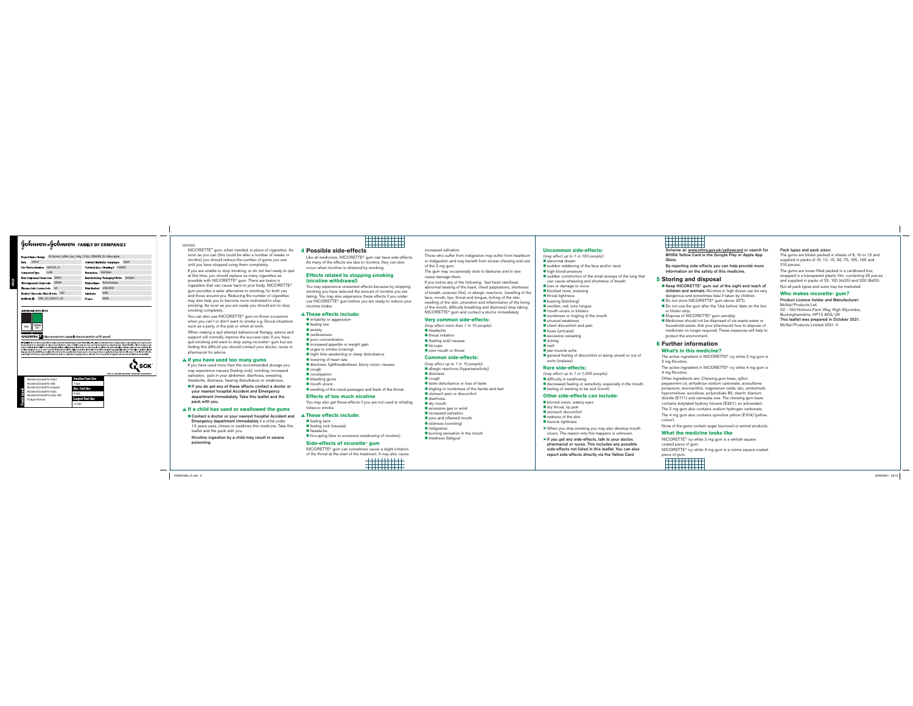NICORETTE® gum, when needed, in place of cigarettes. As soon as you can (this could be after a number of weeks or months) you should reduce the number of gums you use until you have stopped using them completely.

If you are unable to stop smoking, or do not feel ready to quit at this time, you should replace as many cigarettes as possible with NICORETTE® gum. There are toxins in cigarettes that can cause harm to your body. NICORETTE® gum provides a safer alternative to smoking, for both you and those around you. Reducing the number of cigarettes may also help you to become more motivated to stop smoking. As soon as you are ready you should aim to stop smoking completely.

You can also use NICORETTE® gum on those occasions when you can't or don't want to smoke e.g. Social situations such as a party, in the pub or when at work.

When making a quit attempt behavioural therapy, advice and support will normally improve the success rate. If you have quit smoking and want to stop using nicorette® gum but are finding this difficult you should contact your doctor, nurse or pharmacist for advice.

### ⚠ If you have used too many gums

If you have used more than the recommended dosage you may experience nausea (feeling sick), vomiting, increased salivation, pain in your abdomen, diarrhoea, sweating, headache, dizziness, hearing disturbance or weakness.

- **If you do get any of these effects contact a doctor or your nearest hospital Accident and Emergency department immediately. Take this leaflet and the pack with you.**

### ⚠ If a child has used or swallowed the gums

- **Contact a doctor or your nearest hospital Accident and Emergency department immediately** if a child under 12 years uses, chews or swallows this medicine. Take this leaflet and the pack with you.

**Nicotine ingestion by a child may result in severe poisoning.**

## 4 Possible side-effects

Like all medicines, NICORETTE® gum can have side-effects. As many of the effects are due to nicotine, they can also occur when nicotine is obtained by smoking.

### Effects related to stopping smoking (nicotine withdrawal)

You may experience unwanted effects because by stopping smoking you have reduced the amount of nicotine you are taking. You may also experience these effects if you under use NICORETTE® gum before you are ready to reduce your nicotine intake.

### ⚠ These effects include:

- irritability or aggression
- feeling low
- anxiety
- restlessness
- poor concentration
- increased appetite or weight gain
- urges to smoke (craving)
- night time awakening or sleep disturbance
- lowering of heart rate
- dizziness, lightheadedness, blurry vision, nausea
- cough
- constipation
- bleeding gums
- mouth ulcers
- swelling of the nasal passages and back of the throat

### Effects of too much nicotine

You may also get these effects if you are not used to inhaling tobacco smoke.

### ⚠ These effects include:

- feeling faint
- feeling sick (nausea)
- headache
- hiccuping (due to excessive swallowing of nicotine)

### Side-effects of nicorette® gum

NICORETTE® gum can sometimes cause a slight irritation of the throat at the start of the treatment. It may also cause increased salivation.

Those who suffer from indigestion may suffer from heartburn or indigestion and may benefit from slower chewing and use of the 2 mg gum.

The gum may occasionally stick to dentures and in rare cases damage them.

If you notice any of the following: fast heart rate/beat, abnormal beating of the heart, chest palpitations, shortness of breath, seizures (fits), or allergic reactions (swelling of the face, mouth, lips, throat and tongue, itching of the skin, swelling of the skin, ulceration and inflammation of the lining of the mouth, difficulty breathing and dizziness) stop taking NICORETTE® gum and contact a doctor immediately.

### Very common side-effects:

*(may affect more than 1 in 10 people):*

- headache
- throat irritation
- (feeling sick) nausea
- hiccups
- sore mouth or throat

### Common side-effects:

*(may affect up to 1 in 10 people):*

- allergic reactions (hypersensitivity)
- dizziness
- cough
- taste disturbance or loss of taste
- tingling or numbness of the hands and feet
- stomach pain or discomfort
- diarrhoea
- dry mouth
- excessive gas or wind
- increased salivation
- sore and inflamed mouth
- sickness (vomiting)
- indigestion
- burning sensation in the mouth
- tiredness (fatigue)

### Uncommon side-effects:

*(may affect up to 1 in 100 people):*

- abnormal dream
- sudden reddening of the face and/or neck
- high blood pressure
- sudden constriction of the small airways of the lung that can cause wheezing and shortness of breath
- loss or damage to voice
- blocked nose, sneezing
- throat tightness
- burping (belching)
- swollen, red, sore tongue
- mouth ulcers or blisters
- numbness or tingling of the mouth
- unusual weakness
- chest discomfort and pain
- hives (urticaria)
- excessive sweating
- itching
- rash
- jaw-muscle ache
- general feeling of discomfort or being unwell or out of sorts (malaise)

### Rare side-effects:

*(may affect up to 1 in 1,000 people):*

- difficulty in swallowing
- decreased feeling or sensitivity, especially in the mouth
- feeling of wanting to be sick (vomit)

### Other side-effects can include:

- blurred vision, watery eyes
- dry throat, lip pain
- stomach discomfort
- redness of the skin
- muscle tightness

➤ When you stop smoking you may also develop mouth ulcers. The reason why this happens is unknown.

➤ **If you get any side-effects, talk to your doctor, pharmacist or nurse. This includes any possible side-effects not listed in this leaflet. You can also report side-effects directly via the Yellow Card Scheme at: www.mhra.gov.uk/yellowcard or search for MHRA Yellow Card in the Google Play or Apple App Store.**

**By reporting side-effects you can help provide more information on the safety of this medicine.**

## 5 Storing and disposal

- **Keep NICORETTE® gum out of the sight and reach of children and animals.** Nicotine in high doses can be very dangerous and sometimes fatal if taken by children.
- Do not store NICORETTE® gum above 25°C.
- Do not use the gum after the 'Use before' date on the box or blister strip.
- Dispose of NICORETTE® gum sensibly.
- Medicines should not be disposed of via waste water or household waste. Ask your pharmacist how to dispose of medicines no longer required. These measures will help to protect the environment.

## 6 Further information

### What's in this medicine?

The active ingredient in NICORETTE® icy white 2 mg gum is 2 mg Nicotine.

The active ingredient in NICORETTE® icy white 4 mg gum is 4 mg Nicotine.

Other ingredients are: Chewing gum base, xylitol, peppermint oil, anhydrous sodium carbonate, acesulfame potassium, levomenthol, magnesium oxide, talc, winterfresh, hypromellose, sucralose, polysorbate 80, starch, titanium dioxide (E171) and carnauba wax. The chewing gum base contains butylated hydroxy toluene (E321), an antioxidant.

The 2 mg gum also contains sodium hydrogen carbonate.

The 4 mg gum also contains quinoline yellow (E104) (yellow colour).

None of the gums contain sugar (sucrose) or animal products.

### What the medicine looks like

NICORETTE® icy white 2 mg gum is a whitish square coated piece of gum.

NICORETTE® icy white 4 mg gum is a crème square coated piece of gum.

**Pack types and pack sizes:**

The gums are blister packed in sheets of 6, 10 or 15 and supplied in packs of 10, 12, 15, 30, 75, 105, 165 and 210 pieces.

The gums are loose-filled packed in a cardboard box, wrapped in a transparent plastic film, containing 25 pieces and supplied in packs of 25, 100 (4x25) and 200 (8x25).

Not all pack types and sizes may be marketed.

### Who makes nicorette® gum?

**Product Licence holder and Manufacturer:**

McNeil Products Ltd,
50 - 100 Holmers Farm Way, High Wycombe,
Buckinghamshire, HP12 4EG, UK

**This leaflet was prepared in October 2021.**

McNeil Products Limited 2021 ©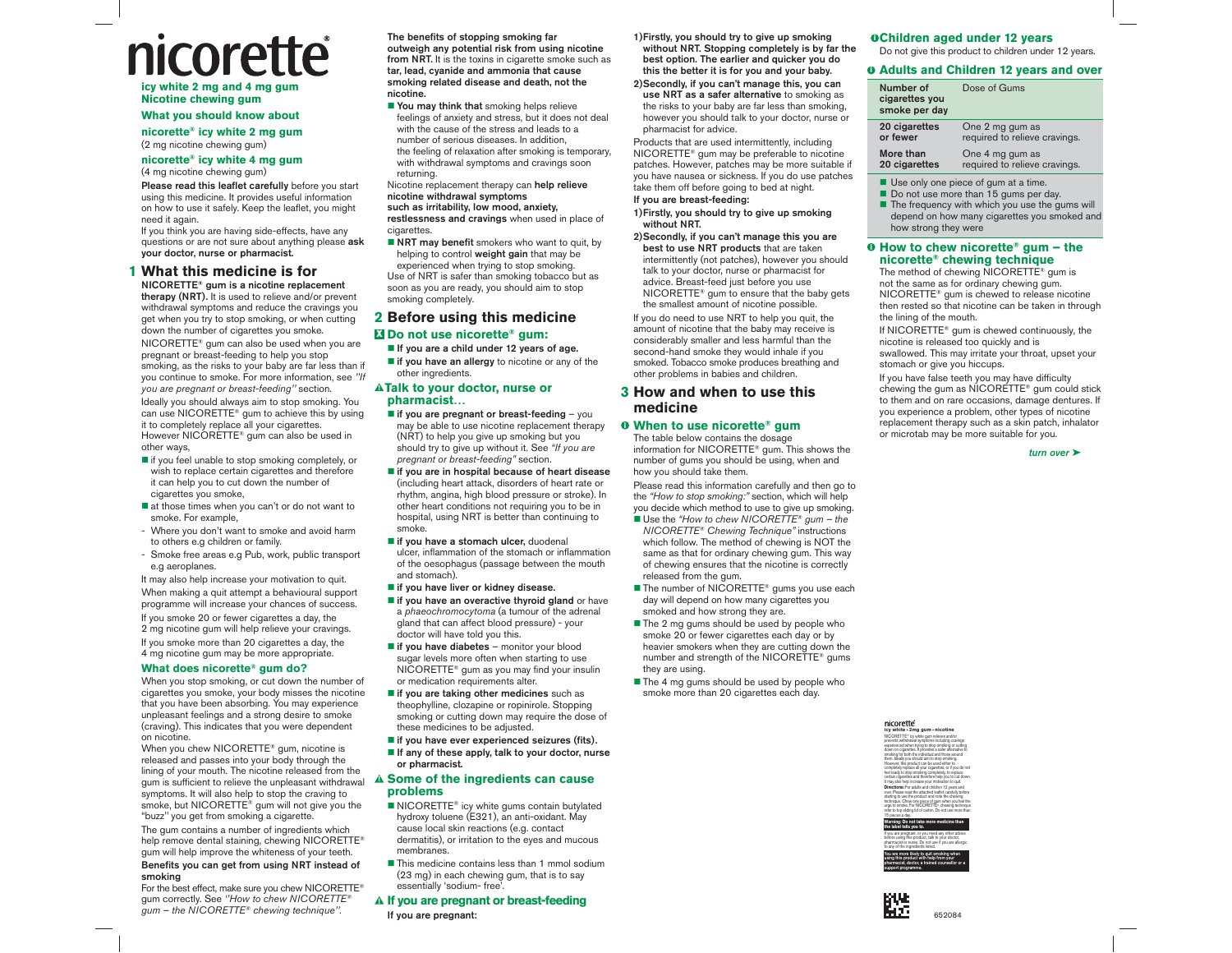# nicorette®

**icy white 2 mg and 4 mg gum**
**Nicotine chewing gum**

### What you should know about

**nicorette® icy white 2 mg gum**
(2 mg nicotine chewing gum)

**nicorette® icy white 4 mg gum**
(4 mg nicotine chewing gum)

**Please read this leaflet carefully** before you start using this medicine. It provides useful information on how to use it safely. Keep the leaflet, you might need it again.

If you think you are having side-effects, have any questions or are not sure about anything please **ask your doctor, nurse or pharmacist.**

## 1 What this medicine is for

**NICORETTE® gum is a nicotine replacement therapy (NRT).** It is used to relieve and/or prevent withdrawal symptoms and reduce the cravings you get when you try to stop smoking, or when cutting down the number of cigarettes you smoke.

NICORETTE® gum can also be used when you are pregnant or breast-feeding to help you stop smoking, as the risks to your baby are far less than if you continue to smoke. For more information, see *"If you are pregnant or breast-feeding"* section.

Ideally you should always aim to stop smoking. You can use NICORETTE® gum to achieve this by using it to completely replace all your cigarettes. However NICORETTE® gum can also be used in other ways,

- if you feel unable to stop smoking completely, or wish to replace certain cigarettes and therefore it can help you to cut down the number of cigarettes you smoke,
- at those times when you can't or do not want to smoke. For example,
  - Where you don't want to smoke and avoid harm to others e.g children or family.
  - Smoke free areas e.g Pub, work, public transport e.g aeroplanes.

It may also help increase your motivation to quit.

When making a quit attempt a behavioural support programme will increase your chances of success.

If you smoke 20 or fewer cigarettes a day, the 2 mg nicotine gum will help relieve your cravings.

If you smoke more than 20 cigarettes a day, the 4 mg nicotine gum may be more appropriate.

### What does nicorette® gum do?

When you stop smoking, or cut down the number of cigarettes you smoke, your body misses the nicotine that you have been absorbing. You may experience unpleasant feelings and a strong desire to smoke (craving). This indicates that you were dependent on nicotine.

When you chew NICORETTE® gum, nicotine is released and passes into your body through the lining of your mouth. The nicotine released from the gum is sufficient to relieve the unpleasant withdrawal symptoms. It will also help to stop the craving to smoke, but NICORETTE® gum will not give you the "buzz" you get from smoking a cigarette.

The gum contains a number of ingredients which help remove dental staining, chewing NICORETTE® gum will help improve the whiteness of your teeth.

**Benefits you can get from using NRT instead of smoking**

For the best effect, make sure you chew NICORETTE® gum correctly. See *"How to chew NICORETTE® gum – the NICORETTE® chewing technique"*.

**The benefits of stopping smoking far outweigh any potential risk from using nicotine from NRT.** It is the toxins in cigarette smoke such as **tar, lead, cyanide and ammonia that cause smoking related disease and death, not the nicotine.**

- **You may think that** smoking helps relieve feelings of anxiety and stress, but it does not deal with the cause of the stress and leads to a number of serious diseases. In addition, the feeling of relaxation after smoking is temporary, with withdrawal symptoms and cravings soon returning.

Nicotine replacement therapy can **help relieve nicotine withdrawal symptoms such as irritability, low mood, anxiety, restlessness and cravings** when used in place of cigarettes.

- **NRT may benefit** smokers who want to quit, by helping to control **weight gain** that may be experienced when trying to stop smoking.

Use of NRT is safer than smoking tobacco but as soon as you are ready, you should aim to stop smoking completely.

## 2 Before using this medicine

### Do not use nicorette® gum:

- **If you are a child under 12 years of age.**
- **if you have an allergy** to nicotine or any of the other ingredients.

### Talk to your doctor, nurse or pharmacist…

- **if you are pregnant or breast-feeding** – you may be able to use nicotine replacement therapy (NRT) to help you give up smoking but you should try to give up without it. See *"If you are pregnant or breast-feeding"* section.
- **if you are in hospital because of heart disease** (including heart attack, disorders of heart rate or rhythm, angina, high blood pressure or stroke). In other heart conditions not requiring you to be in hospital, using NRT is better than continuing to smoke.
- **if you have a stomach ulcer,** duodenal ulcer, inflammation of the stomach or inflammation of the oesophagus (passage between the mouth and stomach).
- **if you have liver or kidney disease.**
- **if you have an overactive thyroid gland** or have a *phaeochromocytoma* (a tumour of the adrenal gland that can affect blood pressure) - your doctor will have told you this.
- **if you have diabetes** – monitor your blood sugar levels more often when starting to use NICORETTE® gum as you may find your insulin or medication requirements alter.
- **if you are taking other medicines** such as theophylline, clozapine or ropinirole. Stopping smoking or cutting down may require the dose of these medicines to be adjusted.
- **if you have ever experienced seizures (fits).**
- **If any of these apply, talk to your doctor, nurse or pharmacist.**

### Some of the ingredients can cause problems

- NICORETTE® icy white gums contain butylated hydroxy toluene (E321), an anti-oxidant. May cause local skin reactions (e.g. contact dermatitis), or irritation to the eyes and mucous membranes.
- This medicine contains less than 1 mmol sodium (23 mg) in each chewing gum, that is to say essentially 'sodium- free'.

### If you are pregnant or breast-feeding

**If you are pregnant:**

1) **Firstly, you should try to give up smoking without NRT. Stopping completely is by far the best option. The earlier and quicker you do this the better it is for you and your baby.**
2) **Secondly, if you can't manage this, you can use NRT as a safer alternative** to smoking as the risks to your baby are far less than smoking, however you should talk to your doctor, nurse or pharmacist for advice.

Products that are used intermittently, including NICORETTE® gum may be preferable to nicotine patches. However, patches may be more suitable if you have nausea or sickness. If you do use patches take them off before going to bed at night.

**If you are breast-feeding:**

1) **Firstly, you should try to give up smoking without NRT.**
2) **Secondly, if you can't manage this you are best to use NRT products** that are taken intermittently (not patches), however you should talk to your doctor, nurse or pharmacist for advice. Breast-feed just before you use NICORETTE® gum to ensure that the baby gets the smallest amount of nicotine possible.

If you do need to use NRT to help you quit, the amount of nicotine that the baby may receive is considerably smaller and less harmful than the second-hand smoke they would inhale if you smoked. Tobacco smoke produces breathing and other problems in babies and children.

## 3 How and when to use this medicine

### When to use nicorette® gum

The table below contains the dosage information for NICORETTE® gum. This shows the number of gums you should be using, when and how you should take them.

Please read this information carefully and then go to the *"How to stop smoking:"* section, which will help you decide which method to use to give up smoking.

- Use the *"How to chew NICORETTE® gum – the NICORETTE® Chewing Technique"* instructions which follow. The method of chewing is NOT the same as that for ordinary chewing gum. This way of chewing ensures that the nicotine is correctly released from the gum.
- The number of NICORETTE® gums you use each day will depend on how many cigarettes you smoked and how strong they are.
- The 2 mg gums should be used by people who smoke 20 or fewer cigarettes each day or by heavier smokers when they are cutting down the number and strength of the NICORETTE® gums they are using.
- The 4 mg gums should be used by people who smoke more than 20 cigarettes each day.

### Children aged under 12 years

Do not give this product to children under 12 years.

### Adults and Children 12 years and over

| Number of cigarettes you smoke per day | Dose of Gums |
|---|---|
| **20 cigarettes or fewer** | One 2 mg gum as required to relieve cravings. |
| **More than 20 cigarettes** | One 4 mg gum as required to relieve cravings. |

- Use only one piece of gum at a time.
- Do not use more than 15 gums per day.
- The frequency with which you use the gums will depend on how many cigarettes you smoked and how strong they were

### How to chew nicorette® gum – the nicorette® chewing technique

The method of chewing NICORETTE® gum is not the same as for ordinary chewing gum. NICORETTE® gum is chewed to release nicotine then rested so that nicotine can be taken in through the lining of the mouth.

If NICORETTE® gum is chewed continuously, the nicotine is released too quickly and is swallowed. This may irritate your throat, upset your stomach or give you hiccups.

If you have false teeth you may have difficulty chewing the gum as NICORETTE® gum could stick to them and on rare occasions, damage dentures. If you experience a problem, other types of nicotine replacement therapy such as a skin patch, inhalator or microtab may be more suitable for you.

*turn over ➤*

652084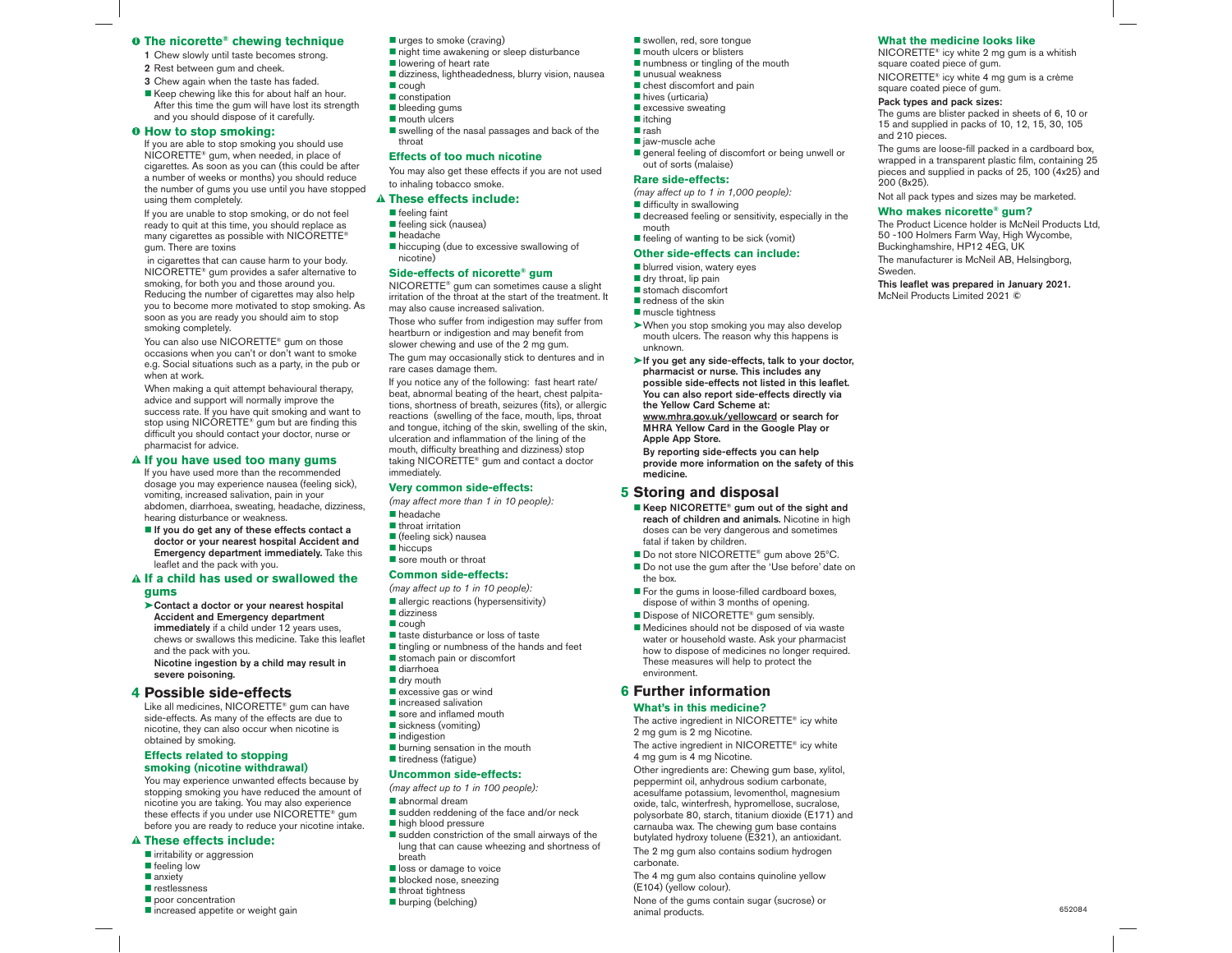### ❶ The nicorette® chewing technique

1 Chew slowly until taste becomes strong.
2 Rest between gum and cheek.
3 Chew again when the taste has faded.

- Keep chewing like this for about half an hour. After this time the gum will have lost its strength and you should dispose of it carefully.

### ❶ How to stop smoking:

If you are able to stop smoking you should use NICORETTE® gum, when needed, in place of cigarettes. As soon as you can (this could be after a number of weeks or months) you should reduce the number of gums you use until you have stopped using them completely.

If you are unable to stop smoking, or do not feel ready to quit at this time, you should replace as many cigarettes as possible with NICORETTE® gum. There are toxins in cigarettes that can cause harm to your body. NICORETTE® gum provides a safer alternative to smoking, for both you and those around you. Reducing the number of cigarettes may also help you to become more motivated to stop smoking. As soon as you are ready you should aim to stop smoking completely.

You can also use NICORETTE® gum on those occasions when you can't or don't want to smoke e.g. Social situations such as a party, in the pub or when at work.

When making a quit attempt behavioural therapy, advice and support will normally improve the success rate. If you have quit smoking and want to stop using NICORETTE® gum but are finding this difficult you should contact your doctor, nurse or pharmacist for advice.

### ⚠ If you have used too many gums

If you have used more than the recommended dosage you may experience nausea (feeling sick), vomiting, increased salivation, pain in your abdomen, diarrhoea, sweating, headache, dizziness, hearing disturbance or weakness.

- **If you do get any of these effects contact a doctor or your nearest hospital Accident and Emergency department immediately.** Take this leaflet and the pack with you.

### ⚠ If a child has used or swallowed the gums

➤ **Contact a doctor or your nearest hospital Accident and Emergency department immediately** if a child under 12 years uses, chews or swallows this medicine. Take this leaflet and the pack with you.
**Nicotine ingestion by a child may result in severe poisoning.**

## 4 Possible side-effects

Like all medicines, NICORETTE® gum can have side-effects. As many of the effects are due to nicotine, they can also occur when nicotine is obtained by smoking.

### Effects related to stopping smoking (nicotine withdrawal)

You may experience unwanted effects because by stopping smoking you have reduced the amount of nicotine you are taking. You may also experience these effects if you under use NICORETTE® gum before you are ready to reduce your nicotine intake.

### ⚠ These effects include:

- irritability or aggression
- feeling low
- anxiety
- restlessness
- poor concentration
- increased appetite or weight gain
- urges to smoke (craving)
- night time awakening or sleep disturbance
- lowering of heart rate
- dizziness, lightheadedness, blurry vision, nausea
- cough
- constipation
- bleeding gums
- mouth ulcers
- swelling of the nasal passages and back of the throat

### Effects of too much nicotine

You may also get these effects if you are not used to inhaling tobacco smoke.

### ⚠ These effects include:

- feeling faint
- feeling sick (nausea)
- headache
- hiccuping (due to excessive swallowing of nicotine)

### Side-effects of nicorette® gum

NICORETTE® gum can sometimes cause a slight irritation of the throat at the start of the treatment. It may also cause increased salivation.

Those who suffer from indigestion may suffer from heartburn or indigestion and may benefit from slower chewing and use of the 2 mg gum.

The gum may occasionally stick to dentures and in rare cases damage them.

If you notice any of the following: fast heart rate/beat, abnormal beating of the heart, chest palpitations, shortness of breath, seizures (fits), or allergic reactions (swelling of the face, mouth, lips, throat and tongue, itching of the skin, swelling of the skin, ulceration and inflammation of the lining of the mouth, difficulty breathing and dizziness) stop taking NICORETTE® gum and contact a doctor immediately.

### Very common side-effects:

*(may affect more than 1 in 10 people):*

- headache
- throat irritation
- (feeling sick) nausea
- hiccups
- sore mouth or throat

### Common side-effects:

*(may affect up to 1 in 10 people):*

- allergic reactions (hypersensitivity)
- dizziness
- cough
- taste disturbance or loss of taste
- tingling or numbness of the hands and feet
- stomach pain or discomfort
- diarrhoea
- dry mouth
- excessive gas or wind
- increased salivation
- sore and inflamed mouth
- sickness (vomiting)
- indigestion
- burning sensation in the mouth
- tiredness (fatigue)

### Uncommon side-effects:

*(may affect up to 1 in 100 people):*

- abnormal dream
- sudden reddening of the face and/or neck
- high blood pressure
- sudden constriction of the small airways of the lung that can cause wheezing and shortness of breath
- loss or damage to voice
- blocked nose, sneezing
- throat tightness
- burping (belching)
- swollen, red, sore tongue
- mouth ulcers or blisters
- numbness or tingling of the mouth
- unusual weakness
- chest discomfort and pain
- hives (urticaria)
- excessive sweating
- itching
- rash
- jaw-muscle ache
- general feeling of discomfort or being unwell or out of sorts (malaise)

### Rare side-effects:

*(may affect up to 1 in 1,000 people):*

- difficulty in swallowing
- decreased feeling or sensitivity, especially in the mouth
- feeling of wanting to be sick (vomit)

### Other side-effects can include:

- blurred vision, watery eyes
- dry throat, lip pain
- stomach discomfort
- redness of the skin
- muscle tightness

➤ When you stop smoking you may also develop mouth ulcers. The reason why this happens is unknown.

➤ **If you get any side-effects, talk to your doctor, pharmacist or nurse. This includes any possible side-effects not listed in this leaflet. You can also report side-effects directly via the Yellow Card Scheme at: www.mhra.gov.uk/yellowcard or search for MHRA Yellow Card in the Google Play or Apple App Store.**
**By reporting side-effects you can help provide more information on the safety of this medicine.**

## 5 Storing and disposal

- **Keep NICORETTE® gum out of the sight and reach of children and animals.** Nicotine in high doses can be very dangerous and sometimes fatal if taken by children.
- Do not store NICORETTE® gum above 25°C.
- Do not use the gum after the 'Use before' date on the box.
- For the gums in loose-filled cardboard boxes, dispose of within 3 months of opening.
- Dispose of NICORETTE® gum sensibly.
- Medicines should not be disposed of via waste water or household waste. Ask your pharmacist how to dispose of medicines no longer required. These measures will help to protect the environment.

## 6 Further information

### What's in this medicine?

The active ingredient in NICORETTE® icy white 2 mg gum is 2 mg Nicotine.

The active ingredient in NICORETTE® icy white 4 mg gum is 4 mg Nicotine.

Other ingredients are: Chewing gum base, xylitol, peppermint oil, anhydrous sodium carbonate, acesulfame potassium, levomenthol, magnesium oxide, talc, winterfresh, hypromellose, sucralose, polysorbate 80, starch, titanium dioxide (E171) and carnauba wax. The chewing gum base contains butylated hydroxy toluene (E321), an antioxidant.

The 2 mg gum also contains sodium hydrogen carbonate.

The 4 mg gum also contains quinoline yellow (E104) (yellow colour).

None of the gums contain sugar (sucrose) or animal products.

### What the medicine looks like

NICORETTE® icy white 2 mg gum is a whitish square coated piece of gum.

NICORETTE® icy white 4 mg gum is a crème square coated piece of gum.

**Pack types and pack sizes:**

The gums are blister packed in sheets of 6, 10 or 15 and supplied in packs of 10, 12, 15, 30, 105 and 210 pieces.

The gums are loose-fill packed in a cardboard box, wrapped in a transparent plastic film, containing 25 pieces and supplied in packs of 25, 100 (4x25) and 200 (8x25).

Not all pack types and sizes may be marketed.

### Who makes nicorette® gum?

The Product Licence holder is McNeil Products Ltd, 50 -100 Holmers Farm Way, High Wycombe, Buckinghamshire, HP12 4EG, UK

The manufacturer is McNeil AB, Helsingborg, Sweden.

**This leaflet was prepared in January 2021.**
McNeil Products Limited 2021 ©

652084